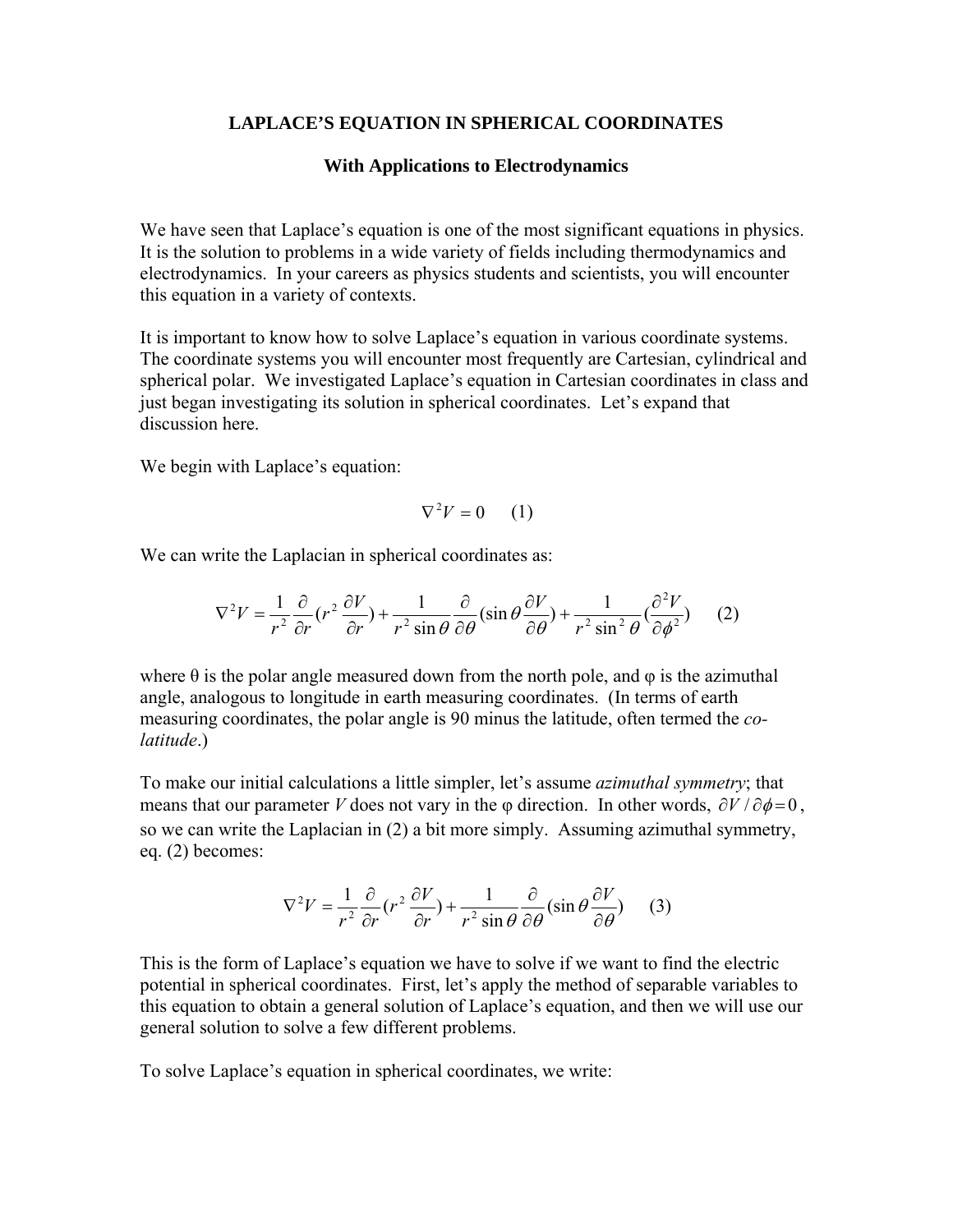# LAPLACE'S EQUATION IN SPHERICAL COORDINATES

## With Applications to Electrodynamics

We have seen that Laplace's equation is one of the most significant equations in physics. It is the solution to problems in a wide variety of fields including thermodynamics and electrodynamics. In your careers as physics students and scientists, you will encounter this equation in a variety of contexts.

It is important to know how to solve Laplace's equation in various coordinate systems. The coordinate systems you will encounter most frequently are Cartesian, cylindrical and spherical polar. We investigated Laplace's equation in Cartesian coordinates in class and just began investigating its solution in spherical coordinates. Let's expand that discussion here.

We begin with Laplace's equation:

$$\nabla^2 V = 0 \qquad (1)$$

We can write the Laplacian in spherical coordinates as:

$$\nabla^2 V = \frac{1}{r^2}\frac{\partial}{\partial r}(r^2 \frac{\partial V}{\partial r}) + \frac{1}{r^2 \sin\theta}\frac{\partial}{\partial \theta}(\sin\theta \frac{\partial V}{\partial \theta}) + \frac{1}{r^2 \sin^2\theta}(\frac{\partial^2 V}{\partial \phi^2}) \qquad (2)$$

where θ is the polar angle measured down from the north pole, and φ is the azimuthal angle, analogous to longitude in earth measuring coordinates. (In terms of earth measuring coordinates, the polar angle is 90 minus the latitude, often termed the *co-latitude*.)

To make our initial calculations a little simpler, let's assume *azimuthal symmetry*; that means that our parameter $V$ does not vary in the φ direction. In other words, $\partial V / \partial \phi = 0$, so we can write the Laplacian in (2) a bit more simply. Assuming azimuthal symmetry, eq. (2) becomes:

$$\nabla^2 V = \frac{1}{r^2}\frac{\partial}{\partial r}(r^2 \frac{\partial V}{\partial r}) + \frac{1}{r^2 \sin\theta}\frac{\partial}{\partial \theta}(\sin\theta \frac{\partial V}{\partial \theta}) \qquad (3)$$

This is the form of Laplace's equation we have to solve if we want to find the electric potential in spherical coordinates. First, let's apply the method of separable variables to this equation to obtain a general solution of Laplace's equation, and then we will use our general solution to solve a few different problems.

To solve Laplace's equation in spherical coordinates, we write: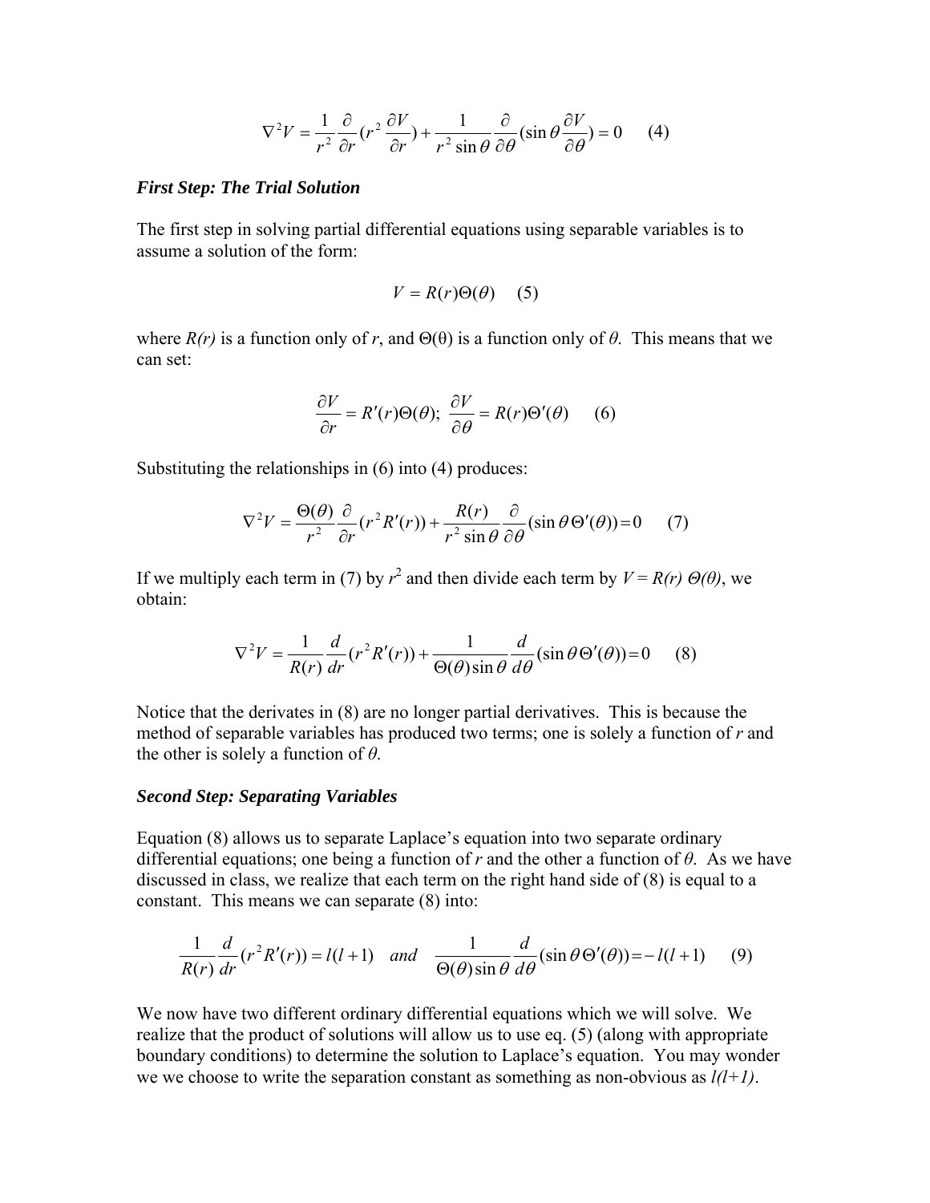$$\nabla^2 V = \frac{1}{r^2}\frac{\partial}{\partial r}(r^2\frac{\partial V}{\partial r}) + \frac{1}{r^2 \sin\theta}\frac{\partial}{\partial \theta}(\sin\theta\frac{\partial V}{\partial \theta}) = 0 \quad (4)$$

***First Step: The Trial Solution***

The first step in solving partial differential equations using separable variables is to assume a solution of the form:

$$V = R(r)\Theta(\theta) \quad (5)$$

where $R(r)$ is a function only of $r$, and $\Theta(\theta)$ is a function only of $\theta$. This means that we can set:

$$\frac{\partial V}{\partial r} = R'(r)\Theta(\theta); \ \frac{\partial V}{\partial \theta} = R(r)\Theta'(\theta) \quad (6)$$

Substituting the relationships in (6) into (4) produces:

$$\nabla^2 V = \frac{\Theta(\theta)}{r^2}\frac{\partial}{\partial r}(r^2 R'(r)) + \frac{R(r)}{r^2 \sin\theta}\frac{\partial}{\partial \theta}(\sin\theta\,\Theta'(\theta)) = 0 \quad (7)$$

If we multiply each term in (7) by $r^2$ and then divide each term by $V = R(r)\,\Theta(\theta)$, we obtain:

$$\nabla^2 V = \frac{1}{R(r)}\frac{d}{dr}(r^2 R'(r)) + \frac{1}{\Theta(\theta)\sin\theta}\frac{d}{d\theta}(\sin\theta\,\Theta'(\theta)) = 0 \quad (8)$$

Notice that the derivates in (8) are no longer partial derivatives. This is because the method of separable variables has produced two terms; one is solely a function of $r$ and the other is solely a function of $\theta$.

***Second Step: Separating Variables***

Equation (8) allows us to separate Laplace's equation into two separate ordinary differential equations; one being a function of $r$ and the other a function of $\theta$. As we have discussed in class, we realize that each term on the right hand side of (8) is equal to a constant. This means we can separate (8) into:

$$\frac{1}{R(r)}\frac{d}{dr}(r^2 R'(r)) = l(l+1) \quad and \quad \frac{1}{\Theta(\theta)\sin\theta}\frac{d}{d\theta}(\sin\theta\,\Theta'(\theta)) = -l(l+1) \quad (9)$$

We now have two different ordinary differential equations which we will solve. We realize that the product of solutions will allow us to use eq. (5) (along with appropriate boundary conditions) to determine the solution to Laplace's equation. You may wonder we we choose to write the separation constant as something as non-obvious as $l(l+1)$.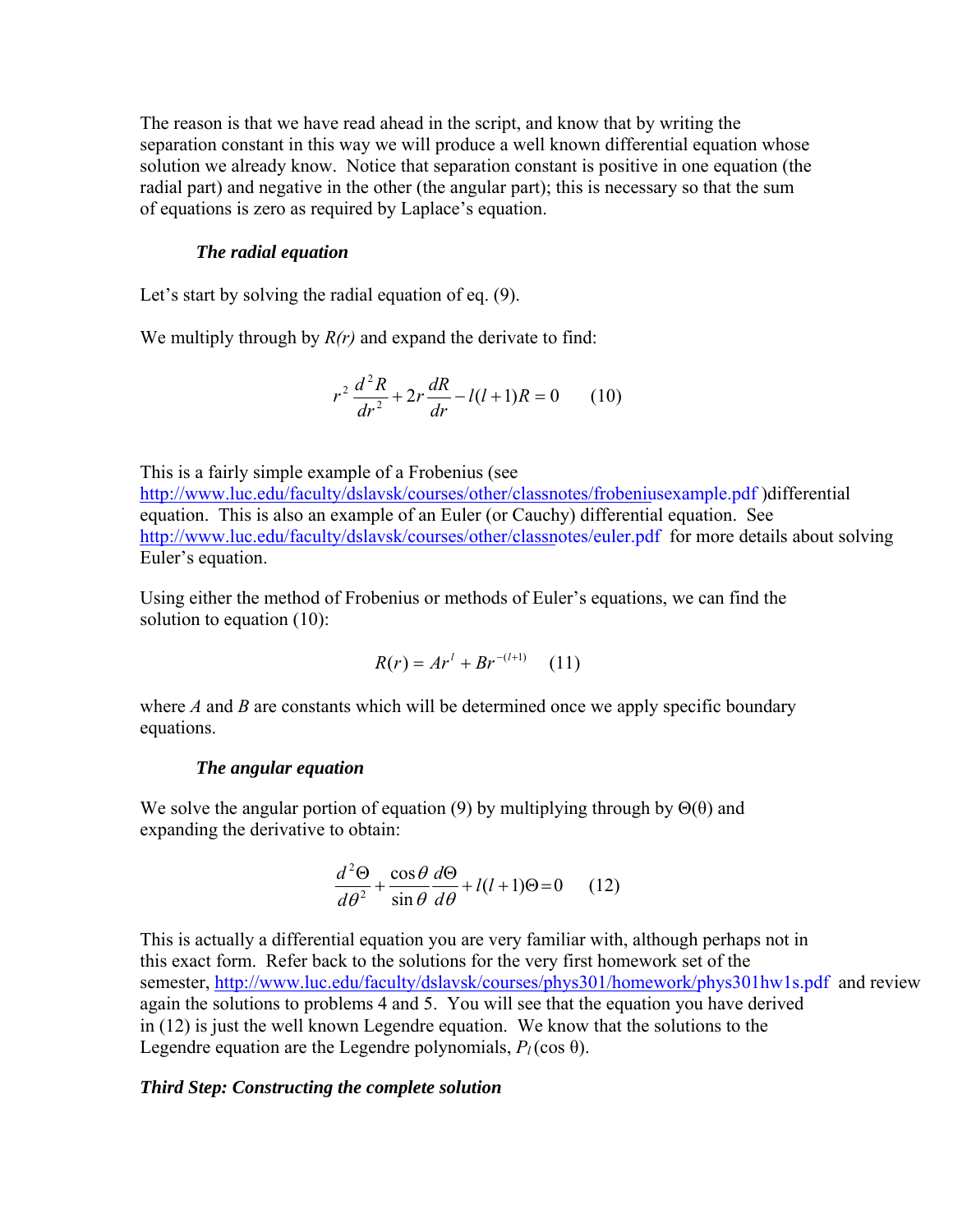The reason is that we have read ahead in the script, and know that by writing the separation constant in this way we will produce a well known differential equation whose solution we already know. Notice that separation constant is positive in one equation (the radial part) and negative in the other (the angular part); this is necessary so that the sum of equations is zero as required by Laplace's equation.

### *The radial equation*

Let's start by solving the radial equation of eq. (9).

We multiply through by *R(r)* and expand the derivate to find:

$$r^2 \frac{d^2 R}{dr^2} + 2r \frac{dR}{dr} - l(l+1)R = 0 \qquad (10)$$

This is a fairly simple example of a Frobenius (see http://www.luc.edu/faculty/dslavsk/courses/other/classnotes/frobeniusexample.pdf )differential equation. This is also an example of an Euler (or Cauchy) differential equation. See http://www.luc.edu/faculty/dslavsk/courses/other/classnotes/euler.pdf for more details about solving Euler's equation.

Using either the method of Frobenius or methods of Euler's equations, we can find the solution to equation (10):

$$R(r) = Ar^l + Br^{-(l+1)} \qquad (11)$$

where $A$ and $B$ are constants which will be determined once we apply specific boundary equations.

### *The angular equation*

We solve the angular portion of equation (9) by multiplying through by $\Theta(\theta)$ and expanding the derivative to obtain:

$$\frac{d^2\Theta}{d\theta^2} + \frac{\cos\theta}{\sin\theta}\frac{d\Theta}{d\theta} + l(l+1)\Theta = 0 \qquad (12)$$

This is actually a differential equation you are very familiar with, although perhaps not in this exact form. Refer back to the solutions for the very first homework set of the semester, http://www.luc.edu/faculty/dslavsk/courses/phys301/homework/phys301hw1s.pdf and review again the solutions to problems 4 and 5. You will see that the equation you have derived in (12) is just the well known Legendre equation. We know that the solutions to the Legendre equation are the Legendre polynomials, $P_l(\cos\theta)$.

## *Third Step: Constructing the complete solution*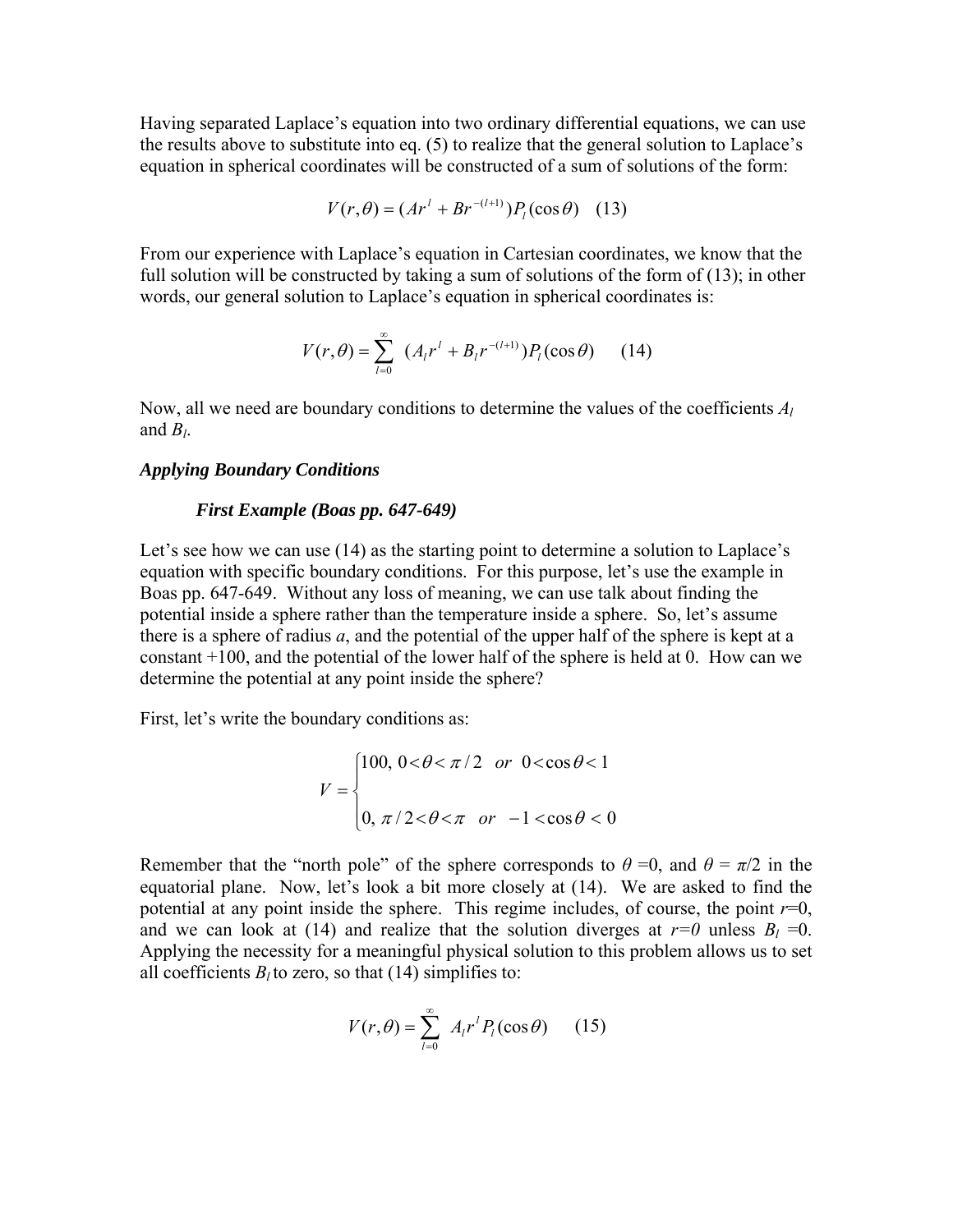Having separated Laplace's equation into two ordinary differential equations, we can use the results above to substitute into eq. (5) to realize that the general solution to Laplace's equation in spherical coordinates will be constructed of a sum of solutions of the form:

$$V(r,\theta) = (Ar^l + Br^{-(l+1)})P_l(\cos\theta) \quad (13)$$

From our experience with Laplace's equation in Cartesian coordinates, we know that the full solution will be constructed by taking a sum of solutions of the form of (13); in other words, our general solution to Laplace's equation in spherical coordinates is:

$$V(r,\theta) = \sum_{l=0}^{\infty} (A_l r^l + B_l r^{-(l+1)})P_l(\cos\theta) \quad (14)$$

Now, all we need are boundary conditions to determine the values of the coefficients $A_l$ and $B_l$.

### *Applying Boundary Conditions*

#### *First Example (Boas pp. 647-649)*

Let's see how we can use (14) as the starting point to determine a solution to Laplace's equation with specific boundary conditions. For this purpose, let's use the example in Boas pp. 647-649. Without any loss of meaning, we can use talk about finding the potential inside a sphere rather than the temperature inside a sphere. So, let's assume there is a sphere of radius $a$, and the potential of the upper half of the sphere is kept at a constant +100, and the potential of the lower half of the sphere is held at 0. How can we determine the potential at any point inside the sphere?

First, let's write the boundary conditions as:

$$V = \begin{cases} 100, \; 0 < \theta < \pi/2 \quad or \quad 0 < \cos\theta < 1 \\ \\ 0, \; \pi/2 < \theta < \pi \quad or \quad -1 < \cos\theta < 0 \end{cases}$$

Remember that the "north pole" of the sphere corresponds to $\theta = 0$, and $\theta = \pi/2$ in the equatorial plane. Now, let's look a bit more closely at (14). We are asked to find the potential at any point inside the sphere. This regime includes, of course, the point $r=0$, and we can look at (14) and realize that the solution diverges at $r=0$ unless $B_l = 0$. Applying the necessity for a meaningful physical solution to this problem allows us to set all coefficients $B_l$ to zero, so that (14) simplifies to:

$$V(r,\theta) = \sum_{l=0}^{\infty} A_l r^l P_l(\cos\theta) \quad (15)$$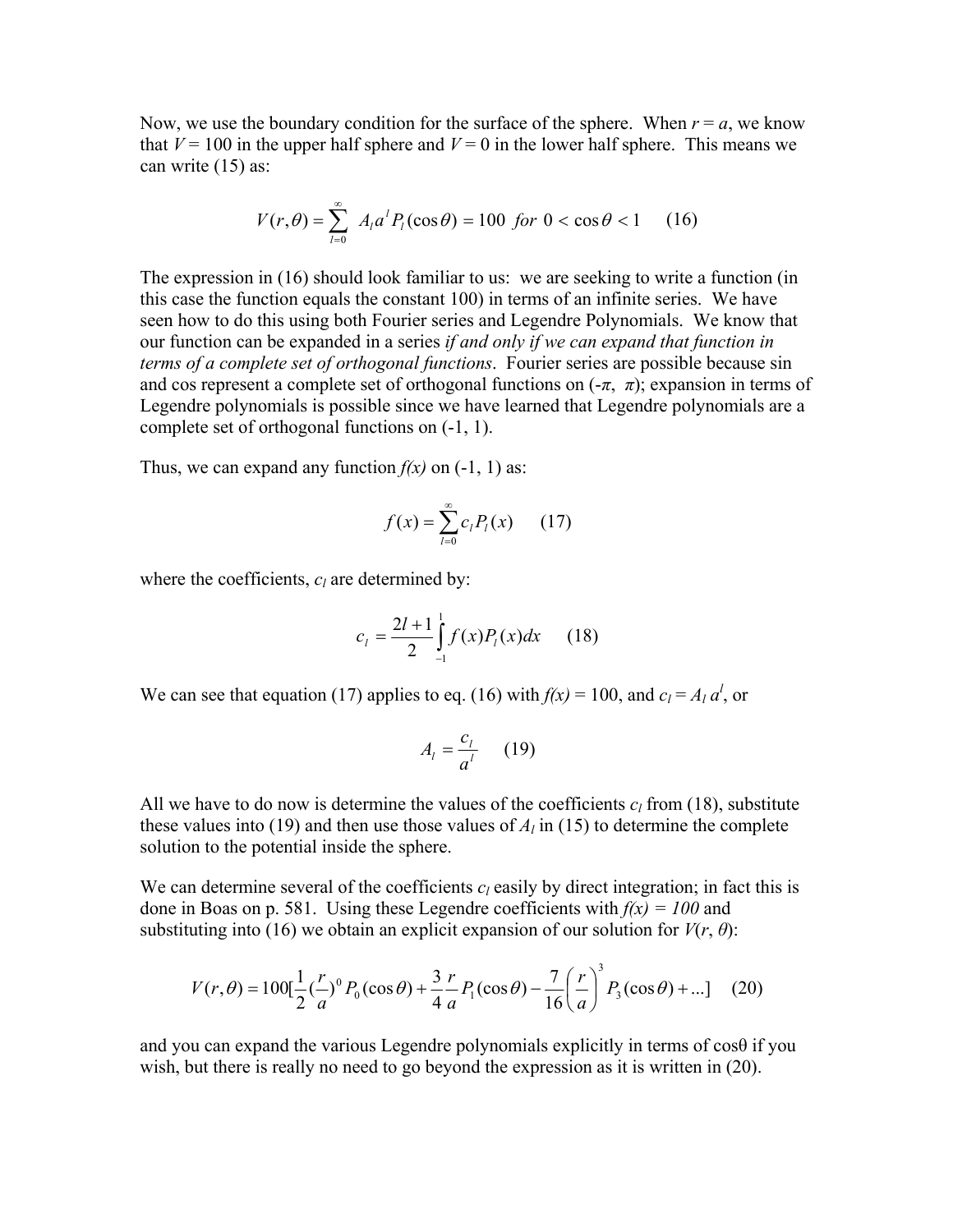Now, we use the boundary condition for the surface of the sphere. When $r = a$, we know that $V = 100$ in the upper half sphere and $V = 0$ in the lower half sphere. This means we can write (15) as:

$$V(r,\theta) = \sum_{l=0}^{\infty} A_l a^l P_l(\cos\theta) = 100 \;\; for \;\; 0 < \cos\theta < 1 \qquad (16)$$

The expression in (16) should look familiar to us: we are seeking to write a function (in this case the function equals the constant 100) in terms of an infinite series. We have seen how to do this using both Fourier series and Legendre Polynomials. We know that our function can be expanded in a series *if and only if we can expand that function in terms of a complete set of orthogonal functions*. Fourier series are possible because sin and cos represent a complete set of orthogonal functions on $(-\pi, \pi)$; expansion in terms of Legendre polynomials is possible since we have learned that Legendre polynomials are a complete set of orthogonal functions on (-1, 1).

Thus, we can expand any function $f(x)$ on (-1, 1) as:

$$f(x) = \sum_{l=0}^{\infty} c_l P_l(x) \qquad (17)$$

where the coefficients, $c_l$ are determined by:

$$c_l = \frac{2l+1}{2} \int_{-1}^{1} f(x) P_l(x) dx \qquad (18)$$

We can see that equation (17) applies to eq. (16) with $f(x) = 100$, and $c_l = A_l\, a^l$, or

$$A_l = \frac{c_l}{a^l} \qquad (19)$$

All we have to do now is determine the values of the coefficients $c_l$ from (18), substitute these values into (19) and then use those values of $A_l$ in (15) to determine the complete solution to the potential inside the sphere.

We can determine several of the coefficients $c_l$ easily by direct integration; in fact this is done in Boas on p. 581. Using these Legendre coefficients with $f(x) = 100$ and substituting into (16) we obtain an explicit expansion of our solution for $V(r, \theta)$:

$$V(r,\theta) = 100[\frac{1}{2}(\frac{r}{a})^0 P_0(\cos\theta) + \frac{3}{4}\frac{r}{a} P_1(\cos\theta) - \frac{7}{16}\left(\frac{r}{a}\right)^3 P_3(\cos\theta) + ...] \qquad (20)$$

and you can expand the various Legendre polynomials explicitly in terms of $\cos\theta$ if you wish, but there is really no need to go beyond the expression as it is written in (20).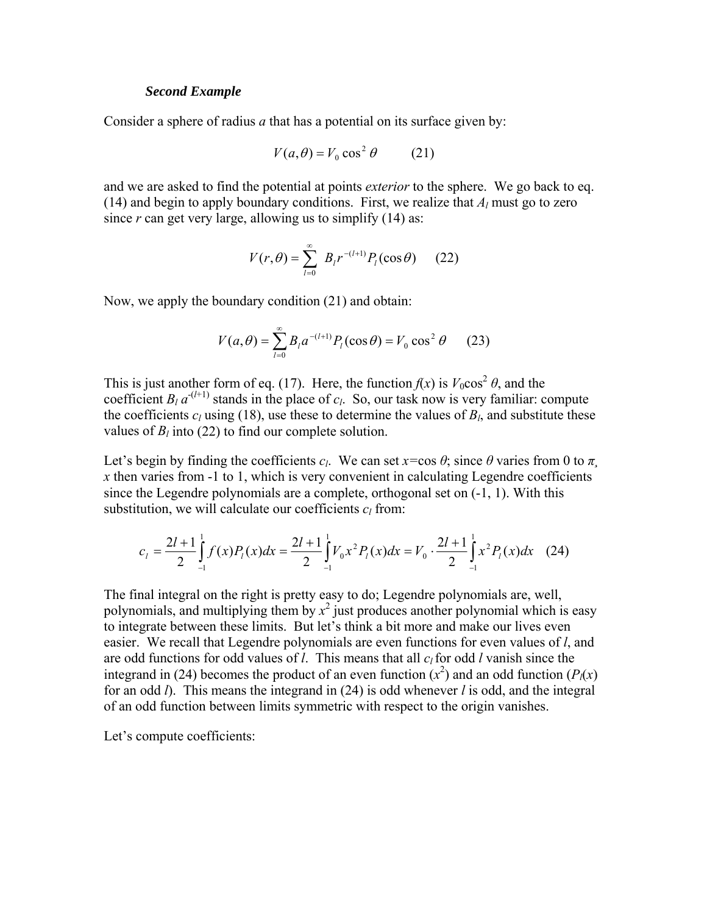### ***Second Example***

Consider a sphere of radius *a* that has a potential on its surface given by:

$$V(a,\theta) = V_0 \cos^2 \theta \qquad (21)$$

and we are asked to find the potential at points *exterior* to the sphere. We go back to eq. (14) and begin to apply boundary conditions. First, we realize that $A_l$ must go to zero since *r* can get very large, allowing us to simplify (14) as:

$$V(r,\theta) = \sum_{l=0}^{\infty} B_l r^{-(l+1)} P_l(\cos\theta) \qquad (22)$$

Now, we apply the boundary condition (21) and obtain:

$$V(a,\theta) = \sum_{l=0}^{\infty} B_l a^{-(l+1)} P_l(\cos\theta) = V_0 \cos^2 \theta \qquad (23)$$

This is just another form of eq. (17). Here, the function $f(x)$ is $V_0\cos^2 \theta$, and the coefficient $B_l\, a^{-(l+1)}$ stands in the place of $c_l$. So, our task now is very familiar: compute the coefficients $c_l$ using (18), use these to determine the values of $B_l$, and substitute these values of $B_l$ into (22) to find our complete solution.

Let's begin by finding the coefficients $c_l$. We can set $x=\cos\theta$; since $\theta$ varies from 0 to $\pi$, *x* then varies from -1 to 1, which is very convenient in calculating Legendre coefficients since the Legendre polynomials are a complete, orthogonal set on (-1, 1). With this substitution, we will calculate our coefficients $c_l$ from:

$$c_l = \frac{2l+1}{2}\int_{-1}^{1} f(x)P_l(x)dx = \frac{2l+1}{2}\int_{-1}^{1} V_0 x^2 P_l(x)dx = V_0 \cdot \frac{2l+1}{2}\int_{-1}^{1} x^2 P_l(x)dx \qquad (24)$$

The final integral on the right is pretty easy to do; Legendre polynomials are, well, polynomials, and multiplying them by $x^2$ just produces another polynomial which is easy to integrate between these limits. But let's think a bit more and make our lives even easier. We recall that Legendre polynomials are even functions for even values of *l*, and are odd functions for odd values of *l*. This means that all $c_l$ for odd *l* vanish since the integrand in (24) becomes the product of an even function ($x^2$) and an odd function ($P_l(x)$ for an odd *l*). This means the integrand in (24) is odd whenever *l* is odd, and the integral of an odd function between limits symmetric with respect to the origin vanishes.

Let's compute coefficients: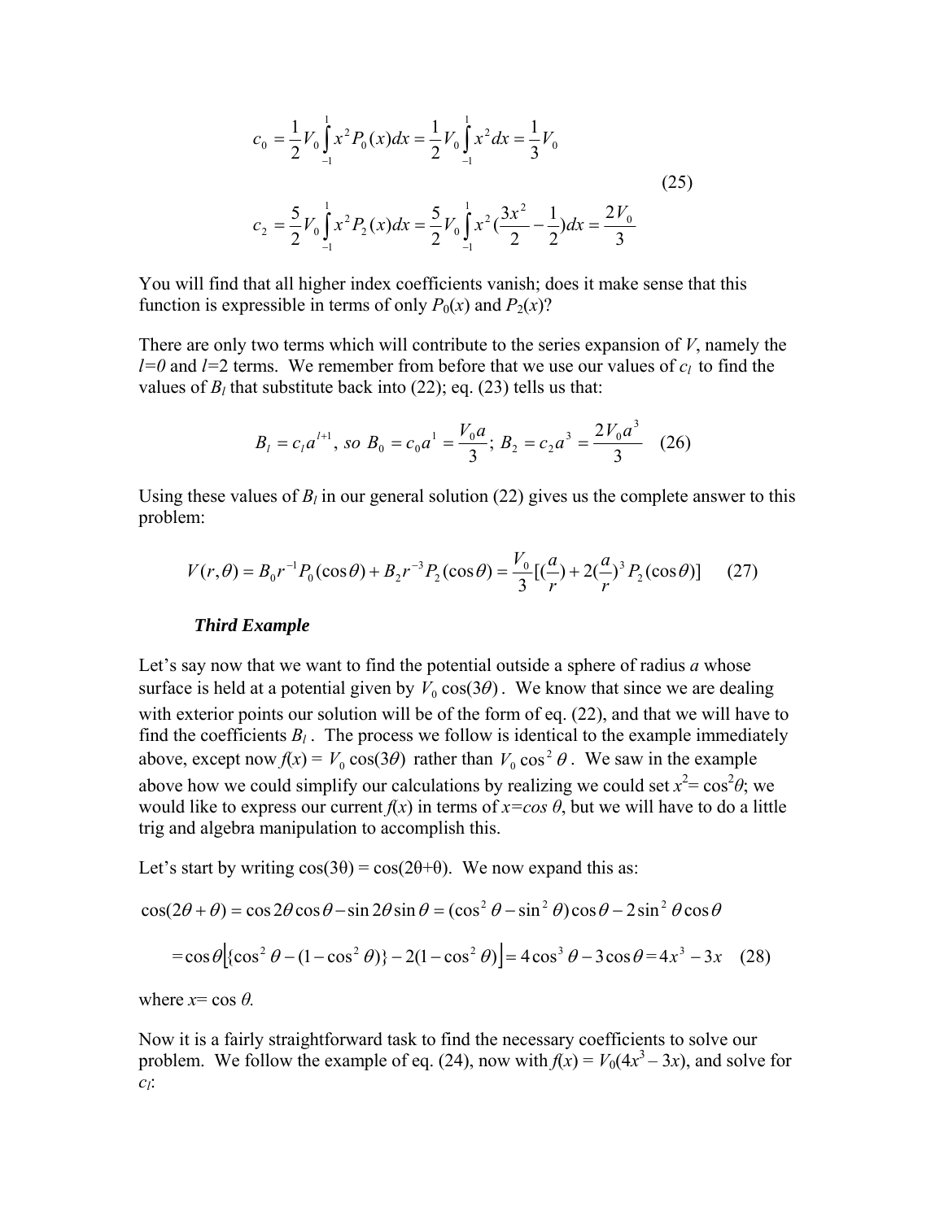$$
\begin{aligned}
c_0 &= \frac{1}{2}V_0\int_{-1}^{1} x^2 P_0(x)dx = \frac{1}{2}V_0\int_{-1}^{1} x^2 dx = \frac{1}{3}V_0 \\
c_2 &= \frac{5}{2}V_0\int_{-1}^{1} x^2 P_2(x)dx = \frac{5}{2}V_0\int_{-1}^{1} x^2 (\frac{3x^2}{2}-\frac{1}{2})dx = \frac{2V_0}{3}
\end{aligned}
\qquad (25)
$$

You will find that all higher index coefficients vanish; does it make sense that this function is expressible in terms of only $P_0(x)$ and $P_2(x)$?

There are only two terms which will contribute to the series expansion of $V$, namely the $l=0$ and $l=2$ terms. We remember from before that we use our values of $c_l$ to find the values of $B_l$ that substitute back into (22); eq. (23) tells us that:

$$
B_l = c_l a^{l+1},\ so\ B_0 = c_0 a^1 = \frac{V_0 a}{3};\ B_2 = c_2 a^3 = \frac{2V_0 a^3}{3} \qquad (26)
$$

Using these values of $B_l$ in our general solution (22) gives us the complete answer to this problem:

$$
V(r,\theta) = B_0 r^{-1} P_0(\cos\theta) + B_2 r^{-3} P_2(\cos\theta) = \frac{V_0}{3}[(\frac{a}{r}) + 2(\frac{a}{r})^3 P_2(\cos\theta)] \qquad (27)
$$

***Third Example***

Let's say now that we want to find the potential outside a sphere of radius $a$ whose surface is held at a potential given by $V_0\cos(3\theta)$. We know that since we are dealing with exterior points our solution will be of the form of eq. (22), and that we will have to find the coefficients $B_l$. The process we follow is identical to the example immediately above, except now $f(x) = V_0\cos(3\theta)$ rather than $V_0\cos^2\theta$. We saw in the example above how we could simplify our calculations by realizing we could set $x^2 = \cos^2\theta$; we would like to express our current $f(x)$ in terms of $x = \cos\theta$, but we will have to do a little trig and algebra manipulation to accomplish this.

Let's start by writing $\cos(3\theta) = \cos(2\theta+\theta)$. We now expand this as:

$$
\cos(2\theta+\theta) = \cos 2\theta\cos\theta - \sin 2\theta \sin\theta = (\cos^2\theta - \sin^2\theta)\cos\theta - 2\sin^2\theta\cos\theta
$$

$$
= \cos\theta\left[\{\cos^2\theta - (1-\cos^2\theta)\} - 2(1-\cos^2\theta)\right] = 4\cos^3\theta - 3\cos\theta = 4x^3 - 3x \qquad (28)
$$

where $x = \cos\theta$.

Now it is a fairly straightforward task to find the necessary coefficients to solve our problem. We follow the example of eq. (24), now with $f(x) = V_0(4x^3 - 3x)$, and solve for $c_l$: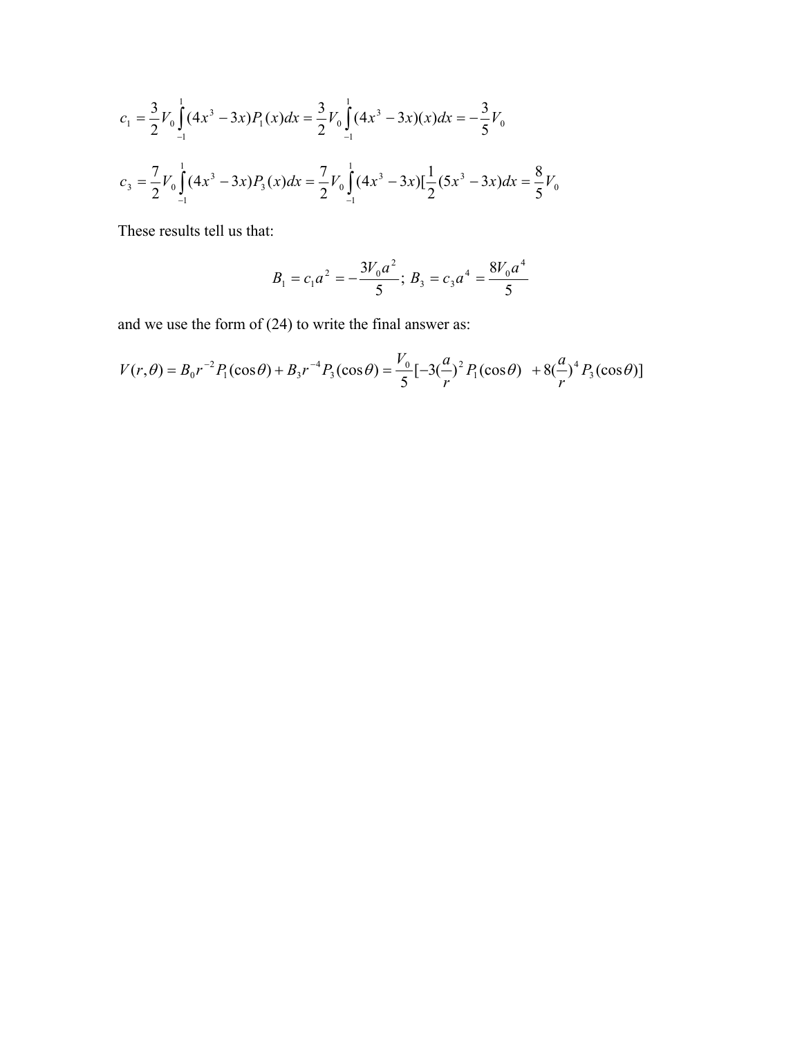$$c_1 = \frac{3}{2}V_0 \int_{-1}^{1} (4x^3 - 3x)P_1(x)dx = \frac{3}{2}V_0 \int_{-1}^{1} (4x^3 - 3x)(x)dx = -\frac{3}{5}V_0$$

$$c_3 = \frac{7}{2}V_0 \int_{-1}^{1} (4x^3 - 3x)P_3(x)dx = \frac{7}{2}V_0 \int_{-1}^{1} (4x^3 - 3x)[\frac{1}{2}(5x^3 - 3x)dx = \frac{8}{5}V_0$$

These results tell us that:

$$B_1 = c_1 a^2 = -\frac{3V_0 a^2}{5};\ B_3 = c_3 a^4 = \frac{8V_0 a^4}{5}$$

and we use the form of (24) to write the final answer as:

$$V(r,\theta) = B_0 r^{-2} P_1(\cos\theta) + B_3 r^{-4} P_3(\cos\theta) = \frac{V_0}{5}[-3(\frac{a}{r})^2 P_1(\cos\theta) \ \ +8(\frac{a}{r})^4 P_3(\cos\theta)]$$